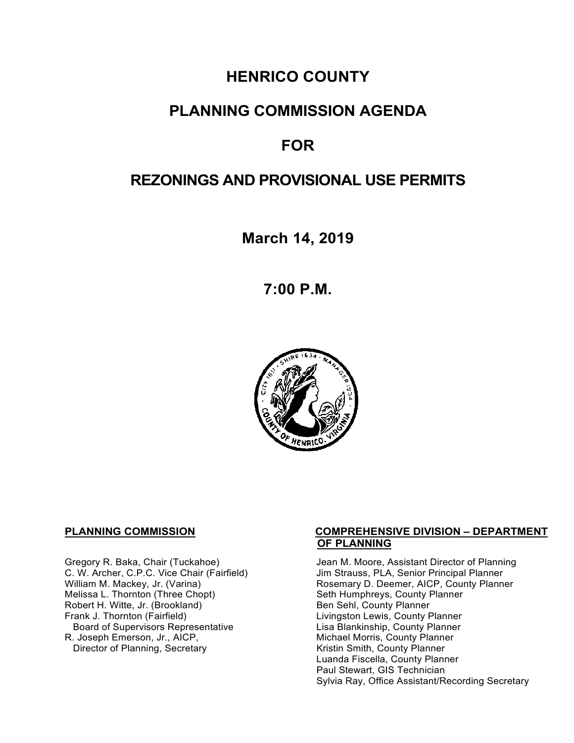# HENRICO COUNTY

# PLANNING COMMISSION AGENDA

# FOR

# REZONINGS AND PROVISIONAL USE PERMITS

**March 14, 2019**

**7:00 P.M.**

**PLANNING COMMISSION**

Gregory R. Baka, Chair (Tuckahoe)
C. W. Archer, C.P.C. Vice Chair (Fairfield)
William M. Mackey, Jr. (Varina)
Melissa L. Thornton (Three Chopt)
Robert H. Witte, Jr. (Brookland)
Frank J. Thornton (Fairfield)
Board of Supervisors Representative
R. Joseph Emerson, Jr., AICP,
Director of Planning, Secretary

**COMPREHENSIVE DIVISION – DEPARTMENT OF PLANNING**

Jean M. Moore, Assistant Director of Planning
Jim Strauss, PLA, Senior Principal Planner
Rosemary D. Deemer, AICP, County Planner
Seth Humphreys, County Planner
Ben Sehl, County Planner
Livingston Lewis, County Planner
Lisa Blankinship, County Planner
Michael Morris, County Planner
Kristin Smith, County Planner
Luanda Fiscella, County Planner
Paul Stewart, GIS Technician
Sylvia Ray, Office Assistant/Recording Secretary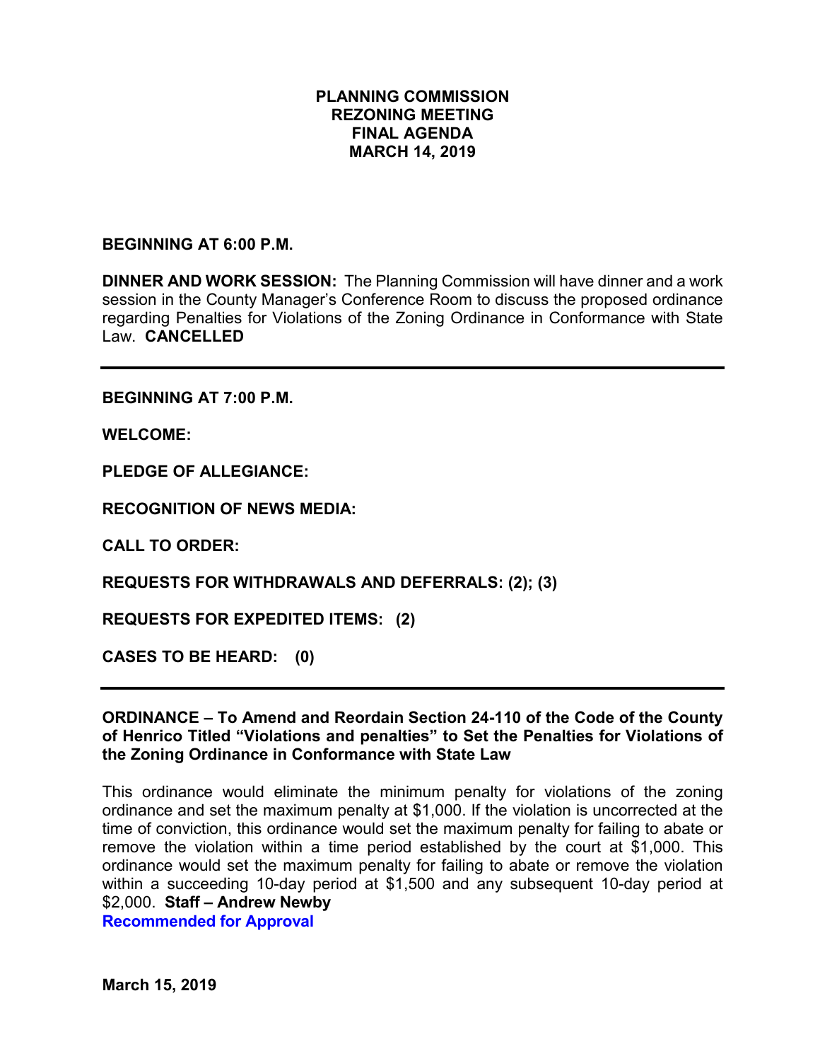# PLANNING COMMISSION
# REZONING MEETING
# FINAL AGENDA
# MARCH 14, 2019

**BEGINNING AT 6:00 P.M.**

**DINNER AND WORK SESSION:** The Planning Commission will have dinner and a work session in the County Manager's Conference Room to discuss the proposed ordinance regarding Penalties for Violations of the Zoning Ordinance in Conformance with State Law. **CANCELLED**

---

**BEGINNING AT 7:00 P.M.**

**WELCOME:**

**PLEDGE OF ALLEGIANCE:**

**RECOGNITION OF NEWS MEDIA:**

**CALL TO ORDER:**

**REQUESTS FOR WITHDRAWALS AND DEFERRALS: (2); (3)**

**REQUESTS FOR EXPEDITED ITEMS: (2)**

**CASES TO BE HEARD: (0)**

---

**ORDINANCE – To Amend and Reordain Section 24-110 of the Code of the County of Henrico Titled "Violations and penalties" to Set the Penalties for Violations of the Zoning Ordinance in Conformance with State Law**

This ordinance would eliminate the minimum penalty for violations of the zoning ordinance and set the maximum penalty at $1,000. If the violation is uncorrected at the time of conviction, this ordinance would set the maximum penalty for failing to abate or remove the violation within a time period established by the court at $1,000. This ordinance would set the maximum penalty for failing to abate or remove the violation within a succeeding 10-day period at $1,500 and any subsequent 10-day period at $2,000. **Staff – Andrew Newby**
**Recommended for Approval**

**March 15, 2019**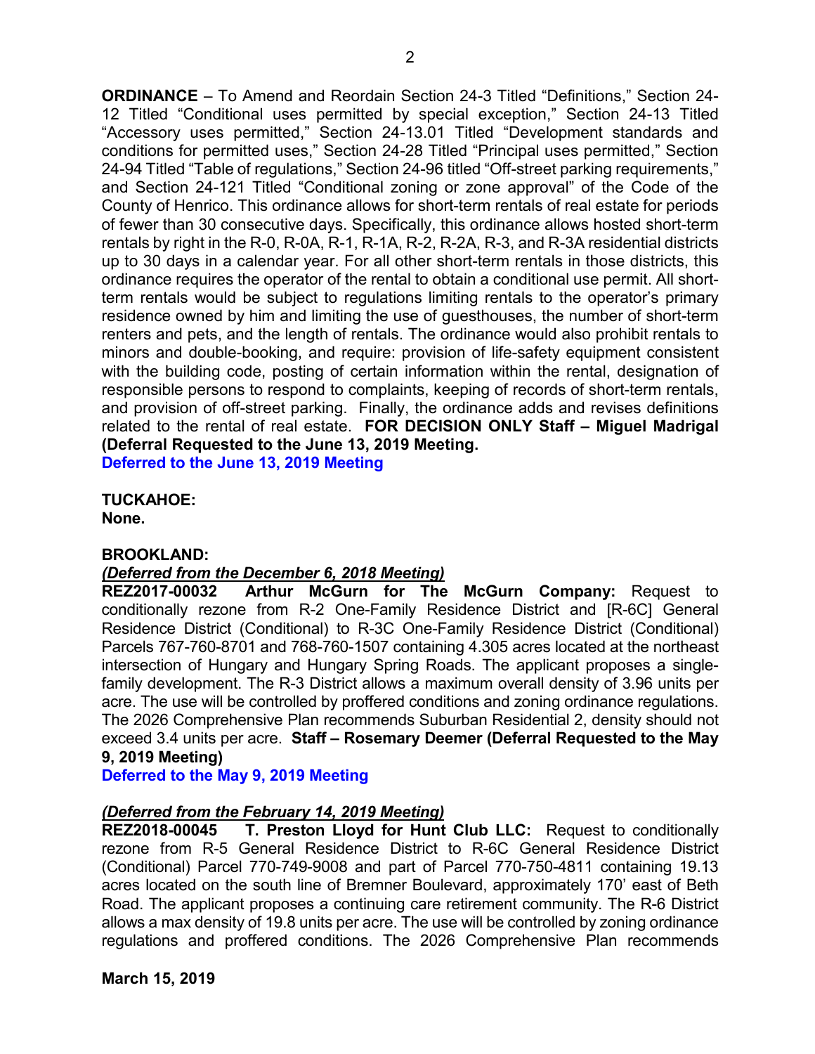**ORDINANCE** – To Amend and Reordain Section 24-3 Titled "Definitions," Section 24-12 Titled "Conditional uses permitted by special exception," Section 24-13 Titled "Accessory uses permitted," Section 24-13.01 Titled "Development standards and conditions for permitted uses," Section 24-28 Titled "Principal uses permitted," Section 24-94 Titled "Table of regulations," Section 24-96 titled "Off-street parking requirements," and Section 24-121 Titled "Conditional zoning or zone approval" of the Code of the County of Henrico. This ordinance allows for short-term rentals of real estate for periods of fewer than 30 consecutive days. Specifically, this ordinance allows hosted short-term rentals by right in the R-0, R-0A, R-1, R-1A, R-2, R-2A, R-3, and R-3A residential districts up to 30 days in a calendar year. For all other short-term rentals in those districts, this ordinance requires the operator of the rental to obtain a conditional use permit. All short-term rentals would be subject to regulations limiting rentals to the operator's primary residence owned by him and limiting the use of guesthouses, the number of short-term renters and pets, and the length of rentals. The ordinance would also prohibit rentals to minors and double-booking, and require: provision of life-safety equipment consistent with the building code, posting of certain information within the rental, designation of responsible persons to respond to complaints, keeping of records of short-term rentals, and provision of off-street parking. Finally, the ordinance adds and revises definitions related to the rental of real estate. **FOR DECISION ONLY Staff – Miguel Madrigal (Deferral Requested to the June 13, 2019 Meeting.**

**Deferred to the June 13, 2019 Meeting**

**TUCKAHOE:**
**None.**

**BROOKLAND:**

***(Deferred from the December 6, 2018 Meeting)***

**REZ2017-00032 Arthur McGurn for The McGurn Company:** Request to conditionally rezone from R-2 One-Family Residence District and [R-6C] General Residence District (Conditional) to R-3C One-Family Residence District (Conditional) Parcels 767-760-8701 and 768-760-1507 containing 4.305 acres located at the northeast intersection of Hungary and Hungary Spring Roads. The applicant proposes a single-family development. The R-3 District allows a maximum overall density of 3.96 units per acre. The use will be controlled by proffered conditions and zoning ordinance regulations. The 2026 Comprehensive Plan recommends Suburban Residential 2, density should not exceed 3.4 units per acre. **Staff – Rosemary Deemer (Deferral Requested to the May 9, 2019 Meeting)**

**Deferred to the May 9, 2019 Meeting**

***(Deferred from the February 14, 2019 Meeting)***

**REZ2018-00045 T. Preston Lloyd for Hunt Club LLC:** Request to conditionally rezone from R-5 General Residence District to R-6C General Residence District (Conditional) Parcel 770-749-9008 and part of Parcel 770-750-4811 containing 19.13 acres located on the south line of Bremner Boulevard, approximately 170' east of Beth Road. The applicant proposes a continuing care retirement community. The R-6 District allows a max density of 19.8 units per acre. The use will be controlled by zoning ordinance regulations and proffered conditions. The 2026 Comprehensive Plan recommends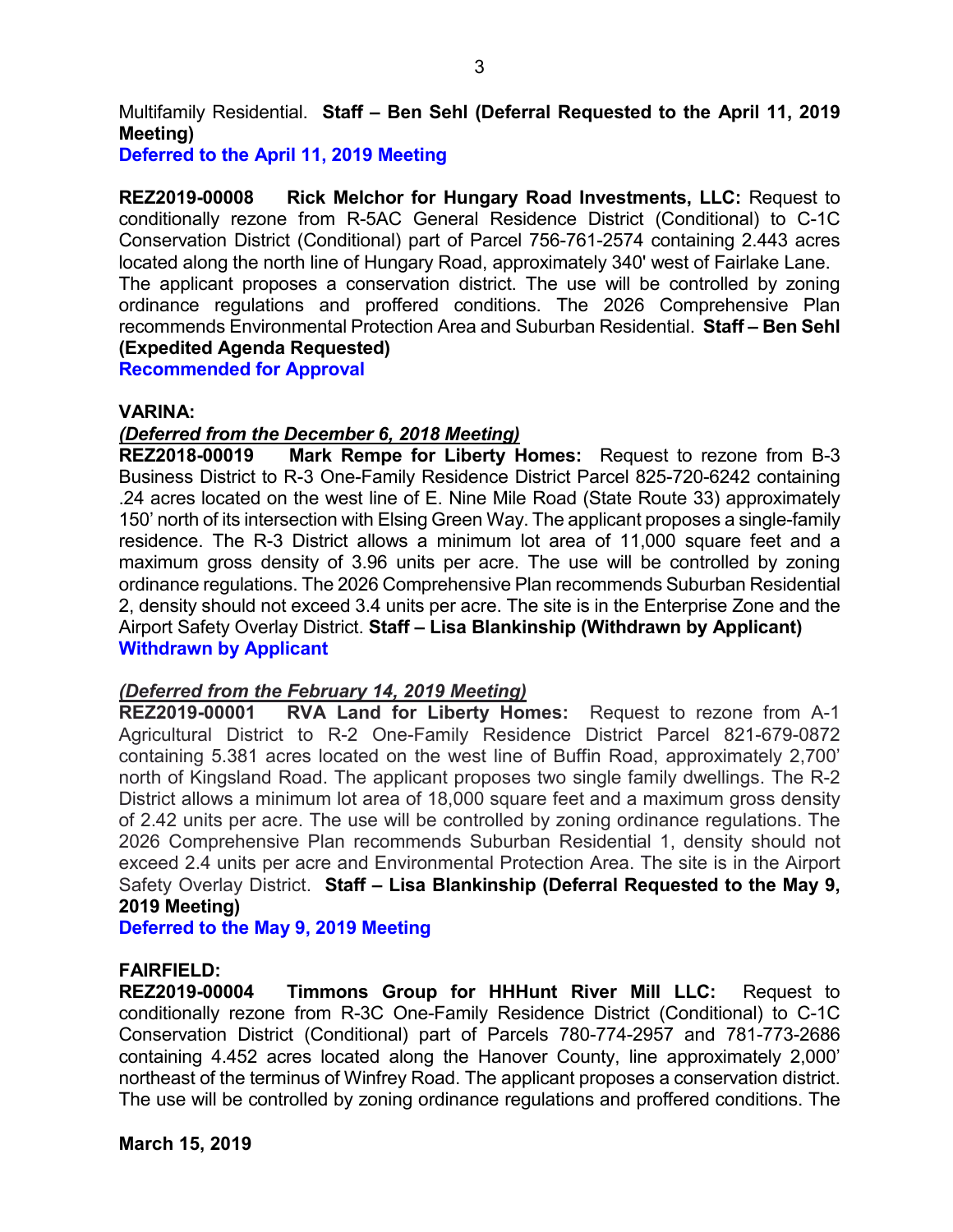Multifamily Residential. **Staff – Ben Sehl (Deferral Requested to the April 11, 2019 Meeting)**
**Deferred to the April 11, 2019 Meeting**

**REZ2019-00008 Rick Melchor for Hungary Road Investments, LLC:** Request to conditionally rezone from R-5AC General Residence District (Conditional) to C-1C Conservation District (Conditional) part of Parcel 756-761-2574 containing 2.443 acres located along the north line of Hungary Road, approximately 340' west of Fairlake Lane. The applicant proposes a conservation district. The use will be controlled by zoning ordinance regulations and proffered conditions. The 2026 Comprehensive Plan recommends Environmental Protection Area and Suburban Residential. **Staff – Ben Sehl (Expedited Agenda Requested)**
**Recommended for Approval**

**VARINA:**

***(Deferred from the December 6, 2018 Meeting)***
**REZ2018-00019 Mark Rempe for Liberty Homes:** Request to rezone from B-3 Business District to R-3 One-Family Residence District Parcel 825-720-6242 containing .24 acres located on the west line of E. Nine Mile Road (State Route 33) approximately 150' north of its intersection with Elsing Green Way. The applicant proposes a single-family residence. The R-3 District allows a minimum lot area of 11,000 square feet and a maximum gross density of 3.96 units per acre. The use will be controlled by zoning ordinance regulations. The 2026 Comprehensive Plan recommends Suburban Residential 2, density should not exceed 3.4 units per acre. The site is in the Enterprise Zone and the Airport Safety Overlay District. **Staff – Lisa Blankinship (Withdrawn by Applicant)**
**Withdrawn by Applicant**

***(Deferred from the February 14, 2019 Meeting)***
**REZ2019-00001 RVA Land for Liberty Homes:** Request to rezone from A-1 Agricultural District to R-2 One-Family Residence District Parcel 821-679-0872 containing 5.381 acres located on the west line of Buffin Road, approximately 2,700' north of Kingsland Road. The applicant proposes two single family dwellings. The R-2 District allows a minimum lot area of 18,000 square feet and a maximum gross density of 2.42 units per acre. The use will be controlled by zoning ordinance regulations. The 2026 Comprehensive Plan recommends Suburban Residential 1, density should not exceed 2.4 units per acre and Environmental Protection Area. The site is in the Airport Safety Overlay District. **Staff – Lisa Blankinship (Deferral Requested to the May 9, 2019 Meeting)**
**Deferred to the May 9, 2019 Meeting**

**FAIRFIELD:**
**REZ2019-00004 Timmons Group for HHHunt River Mill LLC:** Request to conditionally rezone from R-3C One-Family Residence District (Conditional) to C-1C Conservation District (Conditional) part of Parcels 780-774-2957 and 781-773-2686 containing 4.452 acres located along the Hanover County, line approximately 2,000' northeast of the terminus of Winfrey Road. The applicant proposes a conservation district. The use will be controlled by zoning ordinance regulations and proffered conditions. The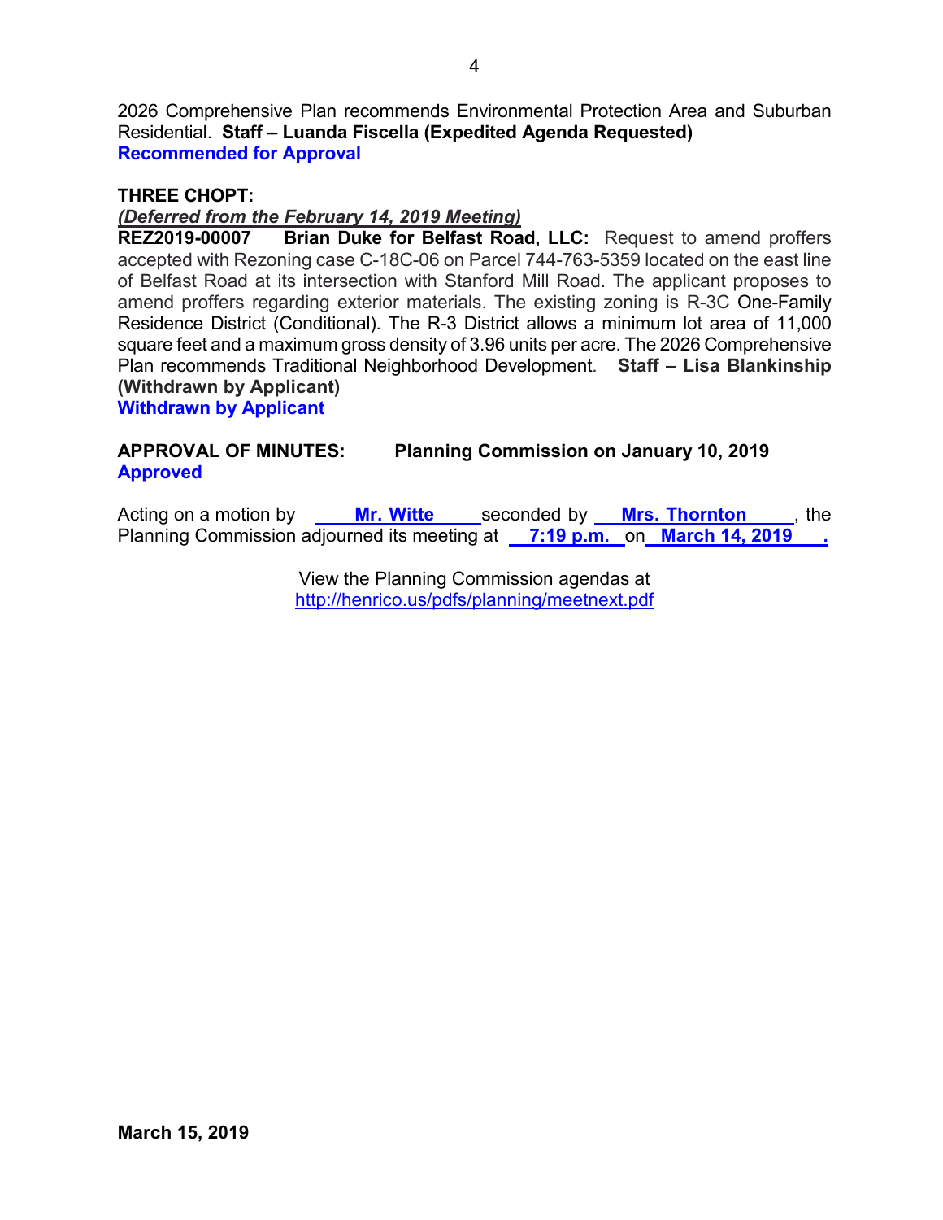2026 Comprehensive Plan recommends Environmental Protection Area and Suburban Residential. **Staff – Luanda Fiscella (Expedited Agenda Requested)**
**Recommended for Approval**

**THREE CHOPT:**
***(Deferred from the February 14, 2019 Meeting)***
**REZ2019-00007 Brian Duke for Belfast Road, LLC:** Request to amend proffers accepted with Rezoning case C-18C-06 on Parcel 744-763-5359 located on the east line of Belfast Road at its intersection with Stanford Mill Road. The applicant proposes to amend proffers regarding exterior materials. The existing zoning is R-3C One-Family Residence District (Conditional). The R-3 District allows a minimum lot area of 11,000 square feet and a maximum gross density of 3.96 units per acre. The 2026 Comprehensive Plan recommends Traditional Neighborhood Development. **Staff – Lisa Blankinship (Withdrawn by Applicant)**
**Withdrawn by Applicant**

**APPROVAL OF MINUTES: Planning Commission on January 10, 2019**
**Approved**

Acting on a motion by **Mr. Witte** seconded by **Mrs. Thornton**, the Planning Commission adjourned its meeting at **7:19 p.m.** on **March 14, 2019**.

View the Planning Commission agendas at
http://henrico.us/pdfs/planning/meetnext.pdf

**March 15, 2019**